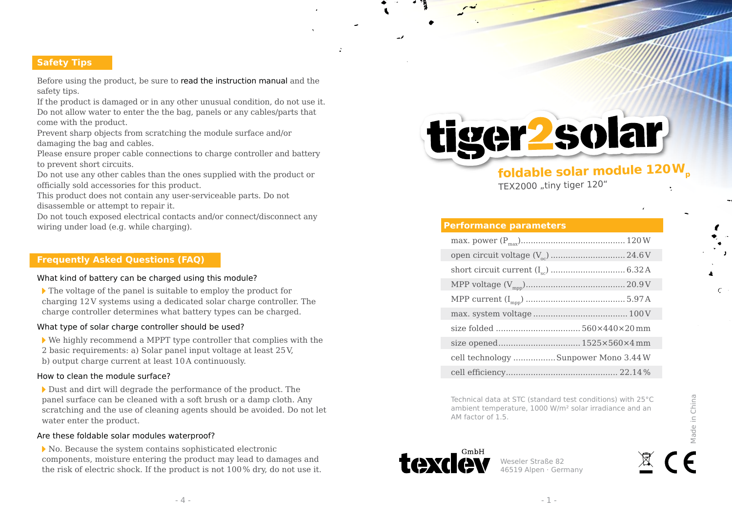## Safety Tips

Before using the product, be sure to read the instruction manual and the safety tips.
If the product is damaged or in any other unusual condition, do not use it.
Do not allow water to enter the the bag, panels or any cables/parts that come with the product.
Prevent sharp objects from scratching the module surface and/or damaging the bag and cables.
Please ensure proper cable connections to charge controller and battery to prevent short circuits.
Do not use any other cables than the ones supplied with the product or officially sold accessories for this product.
This product does not contain any user-serviceable parts. Do not disassemble or attempt to repair it.
Do not touch exposed electrical contacts and/or connect/disconnect any wiring under load (e.g. while charging).

## Frequently Asked Questions (FAQ)

What kind of battery can be charged using this module?

- The voltage of the panel is suitable to employ the product for charging 12 V systems using a dedicated solar charge controller. The charge controller determines what battery types can be charged.

What type of solar charge controller should be used?

- We highly recommend a MPPT type controller that complies with the 2 basic requirements: a) Solar panel input voltage at least 25 V, b) output charge current at least 10 A continuously.

How to clean the module surface?

- Dust and dirt will degrade the performance of the product. The panel surface can be cleaned with a soft brush or a damp cloth. Any scratching and the use of cleaning agents should be avoided. Do not let water enter the product.

Are these foldable solar modules waterproof?

- No. Because the system contains sophisticated electronic components, moisture entering the product may lead to damages and the risk of electric shock. If the product is not 100 % dry, do not use it.

# tiger2solar

## foldable solar module 120 $W_p$

TEX2000 „tiny tiger 120"

## Performance parameters

| Parameter | Value |
|---|---|
| max. power ($P_{max}$) | 120 W |
| open circuit voltage ($V_{oc}$) | 24.6 V |
| short circuit current ($I_{sc}$) | 6.32 A |
| MPP voltage ($V_{mpp}$) | 20.9 V |
| MPP current ($I_{mpp}$) | 5.97 A |
| max. system voltage | 100 V |
| size folded | 560×440×20 mm |
| size opened | 1525×560×4 mm |
| cell technology | Sunpower Mono 3.44 W |
| cell efficiency | 22.14 % |

Technical data at STC (standard test conditions) with 25°C ambient temperature, 1000 W/m² solar irradiance and an AM factor of 1.5.

Made in China

texdev GmbH
Weseler Straße 82
46519 Alpen · Germany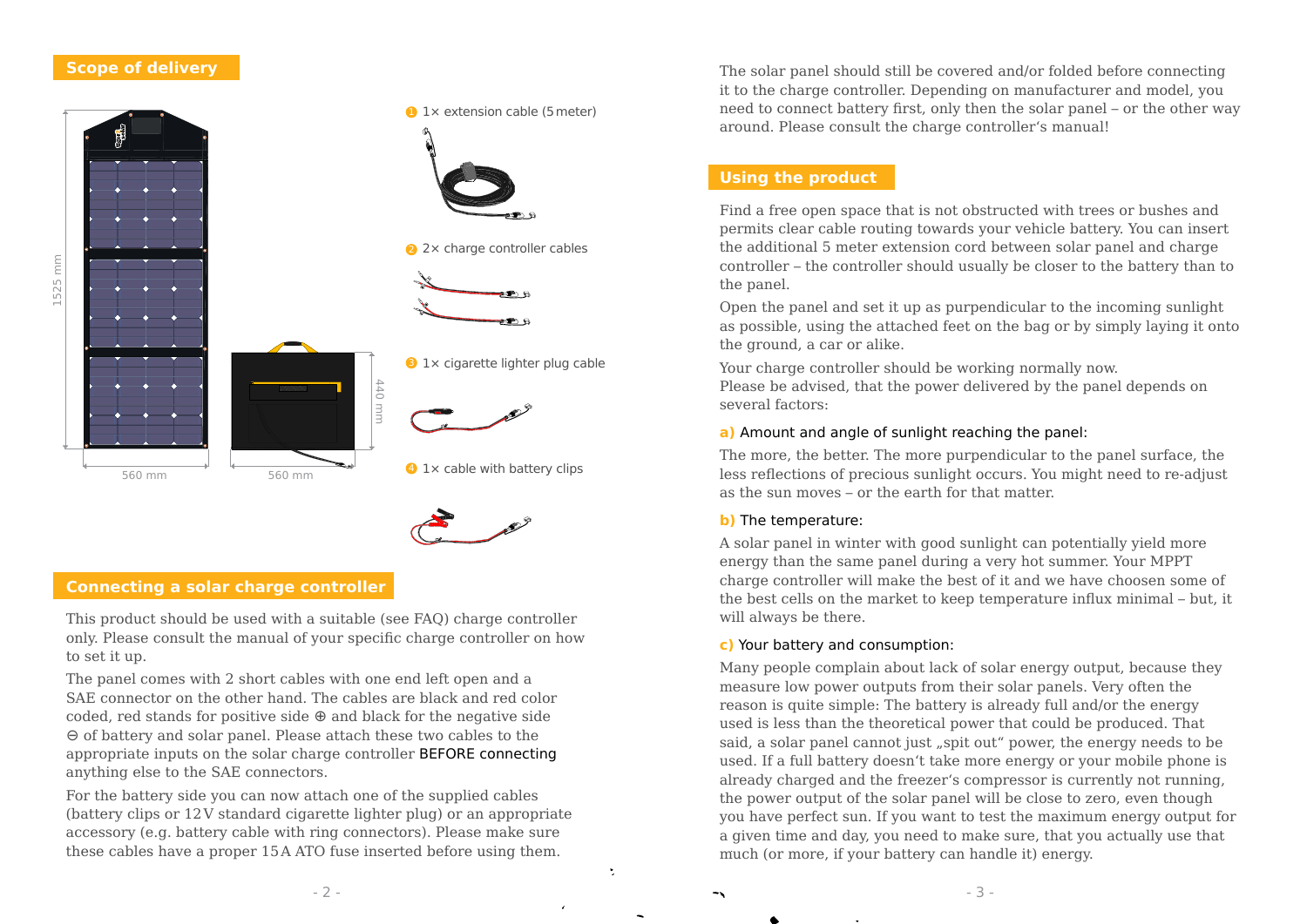## Scope of delivery

1525 mm

560 mm

560 mm

440 mm

1. 1× extension cable (5 meter)
2. 2× charge controller cables
3. 1× cigarette lighter plug cable
4. 1× cable with battery clips

## Connecting a solar charge controller

This product should be used with a suitable (see FAQ) charge controller only. Please consult the manual of your specific charge controller on how to set it up.

The panel comes with 2 short cables with one end left open and a SAE connector on the other hand. The cables are black and red color coded, red stands for positive side ⊕ and black for the negative side ⊖ of battery and solar panel. Please attach these two cables to the appropriate inputs on the solar charge controller BEFORE connecting anything else to the SAE connectors.

For the battery side you can now attach one of the supplied cables (battery clips or 12 V standard cigarette lighter plug) or an appropriate accessory (e.g. battery cable with ring connectors). Please make sure these cables have a proper 15 A ATO fuse inserted before using them.

The solar panel should still be covered and/or folded before connecting it to the charge controller. Depending on manufacturer and model, you need to connect battery first, only then the solar panel – or the other way around. Please consult the charge controller's manual!

## Using the product

Find a free open space that is not obstructed with trees or bushes and permits clear cable routing towards your vehicle battery. You can insert the additional 5 meter extension cord between solar panel and charge controller – the controller should usually be closer to the battery than to the panel.

Open the panel and set it up as purpendicular to the incoming sunlight as possible, using the attached feet on the bag or by simply laying it onto the ground, a car or alike.

Your charge controller should be working normally now.
Please be advised, that the power delivered by the panel depends on several factors:

### a) Amount and angle of sunlight reaching the panel:

The more, the better. The more purpendicular to the panel surface, the less reflections of precious sunlight occurs. You might need to re-adjust as the sun moves – or the earth for that matter.

### b) The temperature:

A solar panel in winter with good sunlight can potentially yield more energy than the same panel during a very hot summer. Your MPPT charge controller will make the best of it and we have choosen some of the best cells on the market to keep temperature influx minimal – but, it will always be there.

### c) Your battery and consumption:

Many people complain about lack of solar energy output, because they measure low power outputs from their solar panels. Very often the reason is quite simple: The battery is already full and/or the energy used is less than the theoretical power that could be produced. That said, a solar panel cannot just „spit out" power, the energy needs to be used. If a full battery doesn't take more energy or your mobile phone is already charged and the freezer's compressor is currently not running, the power output of the solar panel will be close to zero, even though you have perfect sun. If you want to test the maximum energy output for a given time and day, you need to make sure, that you actually use that much (or more, if your battery can handle it) energy.